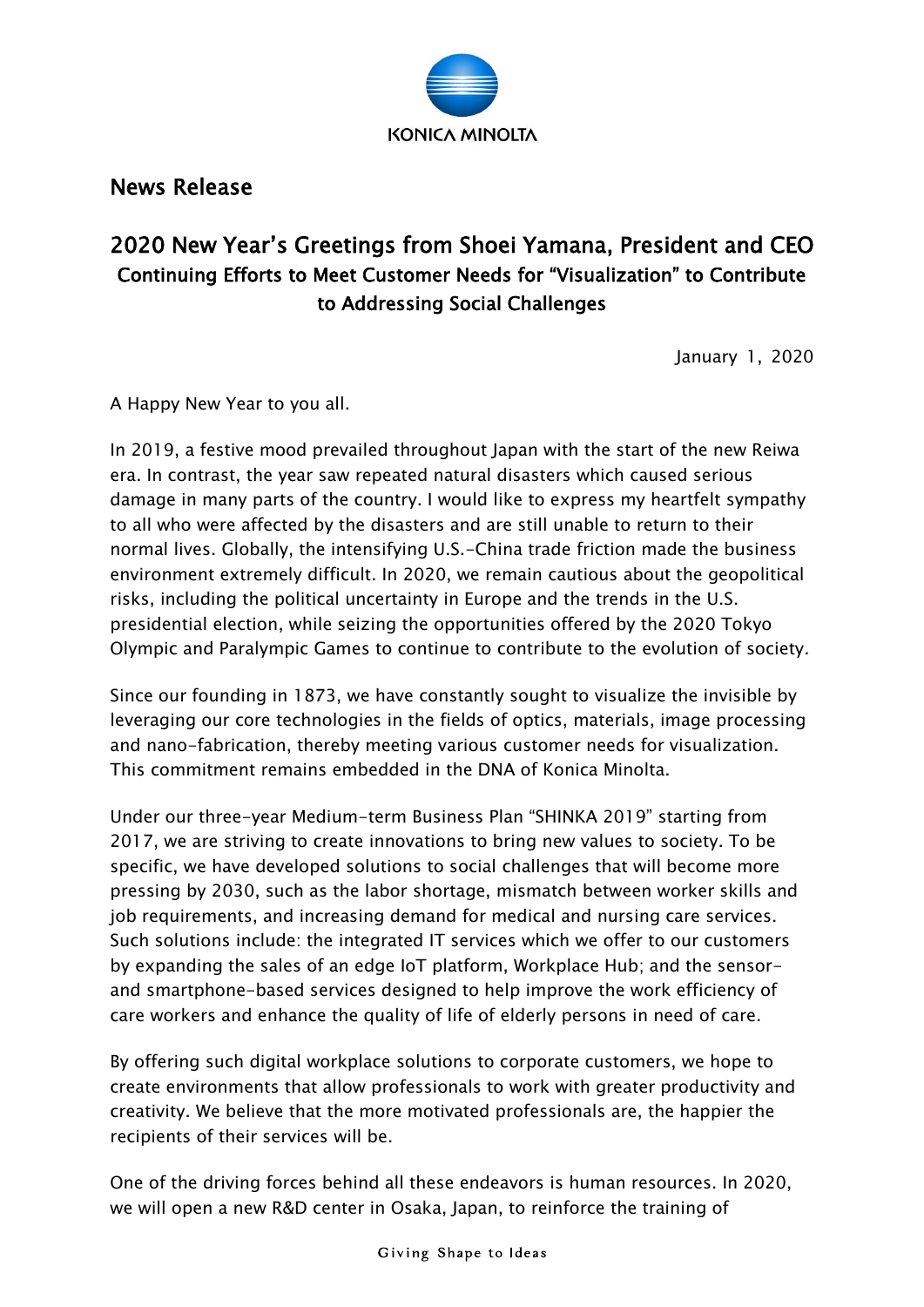KONICA MINOLTA

# News Release

## 2020 New Year's Greetings from Shoei Yamana, President and CEO

### Continuing Efforts to Meet Customer Needs for "Visualization" to Contribute to Addressing Social Challenges

January 1, 2020

A Happy New Year to you all.

In 2019, a festive mood prevailed throughout Japan with the start of the new Reiwa era. In contrast, the year saw repeated natural disasters which caused serious damage in many parts of the country. I would like to express my heartfelt sympathy to all who were affected by the disasters and are still unable to return to their normal lives. Globally, the intensifying U.S.-China trade friction made the business environment extremely difficult. In 2020, we remain cautious about the geopolitical risks, including the political uncertainty in Europe and the trends in the U.S. presidential election, while seizing the opportunities offered by the 2020 Tokyo Olympic and Paralympic Games to continue to contribute to the evolution of society.

Since our founding in 1873, we have constantly sought to visualize the invisible by leveraging our core technologies in the fields of optics, materials, image processing and nano-fabrication, thereby meeting various customer needs for visualization. This commitment remains embedded in the DNA of Konica Minolta.

Under our three-year Medium-term Business Plan "SHINKA 2019" starting from 2017, we are striving to create innovations to bring new values to society. To be specific, we have developed solutions to social challenges that will become more pressing by 2030, such as the labor shortage, mismatch between worker skills and job requirements, and increasing demand for medical and nursing care services. Such solutions include: the integrated IT services which we offer to our customers by expanding the sales of an edge IoT platform, Workplace Hub; and the sensor- and smartphone-based services designed to help improve the work efficiency of care workers and enhance the quality of life of elderly persons in need of care.

By offering such digital workplace solutions to corporate customers, we hope to create environments that allow professionals to work with greater productivity and creativity. We believe that the more motivated professionals are, the happier the recipients of their services will be.

One of the driving forces behind all these endeavors is human resources. In 2020, we will open a new R&D center in Osaka, Japan, to reinforce the training of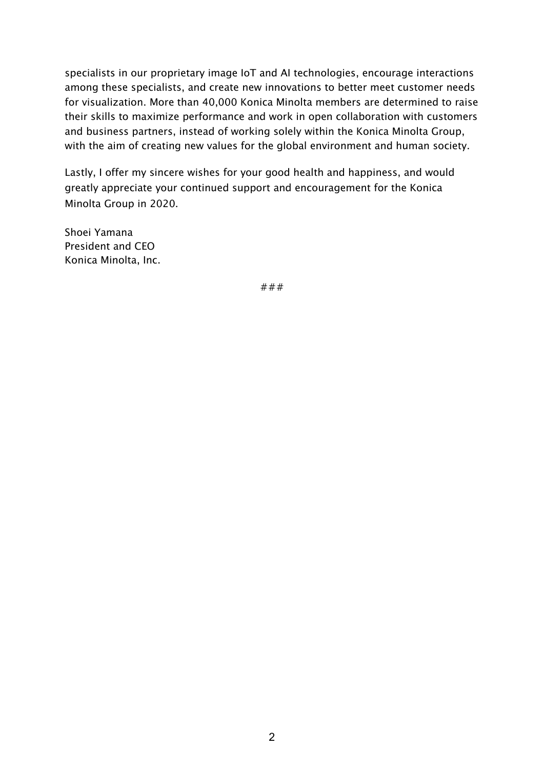specialists in our proprietary image IoT and AI technologies, encourage interactions among these specialists, and create new innovations to better meet customer needs for visualization. More than 40,000 Konica Minolta members are determined to raise their skills to maximize performance and work in open collaboration with customers and business partners, instead of working solely within the Konica Minolta Group, with the aim of creating new values for the global environment and human society.

Lastly, I offer my sincere wishes for your good health and happiness, and would greatly appreciate your continued support and encouragement for the Konica Minolta Group in 2020.

Shoei Yamana  
President and CEO  
Konica Minolta, Inc.

###